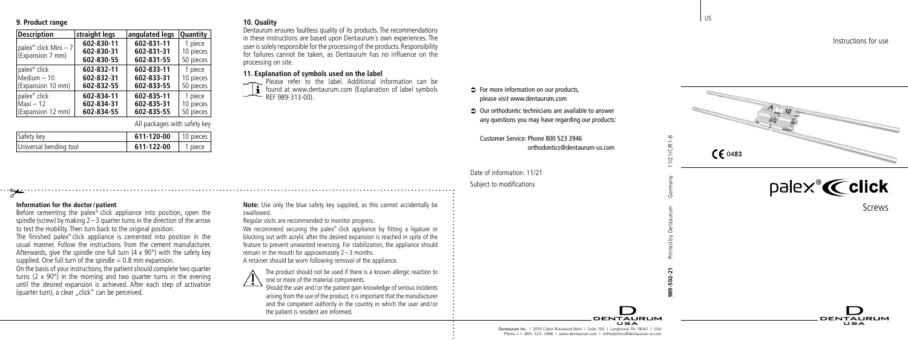## 9. Product range

| Description | straight legs | angulated legs | Quantity |
|---|---|---|---|
| palex® click Mini – 7 (Expansion 7 mm) | 602-830-11 | 602-831-11 | 1 piece |
| | 602-830-31 | 602-831-31 | 10 pieces |
| | 602-830-55 | 602-831-55 | 50 pieces |
| palex® click Medium – 10 (Expansion 10 mm) | 602-832-11 | 602-833-11 | 1 piece |
| | 602-832-31 | 602-833-31 | 10 pieces |
| | 602-832-55 | 602-833-55 | 50 pieces |
| palex® click Maxi – 12 (Expansion 12 mm) | 602-834-11 | 602-835-11 | 1 piece |
| | 602-834-31 | 602-835-31 | 10 pieces |
| | 602-834-55 | 602-835-55 | 50 pieces |

All packages with safety key

| Item | REF | Quantity |
|---|---|---|
| Safety key | 611-120-00 | 10 pieces |
| Universal bending tool | 611-122-00 | 1 piece |

## 10. Quality

Dentaurum ensures faultless quality of its products. The recommendations in these instructions are based upon Dentaurum's own experiences. The user is solely responsible for the processing of the products. Responsibility for failures cannot be taken, as Dentaurum has no influence on the processing on site.

## 11. Explanation of symbols used on the label

Please refer to the label. Additional information can be found at www.dentaurum.com (Explanation of label symbols REF 989-313-00).

## Information for the doctor / patient

Before cementing the palex® click appliance into position, open the spindle (screw) by making 2 – 3 quarter turns in the direction of the arrow to test the mobility. Then turn back to the original position.

The finished palex® click appliance is cemented into position in the usual manner. Follow the instructions from the cement manufacturer. Afterwards, give the spindle one full turn (4 x 90°) with the safety key supplied. One full turn of the spindle = 0.8 mm expansion.

On the basis of your instructions, the patient should complete two quarter turns (2 x 90°) in the morning and two quarter turns in the evening until the desired expansion is achieved. After each step of activation (quarter turn), a clear „click" can be perceived.

**Note:** Use only the blue safety key supplied, as this cannot accidentally be swallowed.

Regular visits are recommended to monitor progress.

We recommend securing the palex® click appliance by fitting a ligature or blocking out with acrylic after the desired expansion is reached in spite of the feature to prevent unwanted reversing. For stabilization, the appliance should remain in the mouth for approximately 2 – 3 months.

A retainer should be worn following removal of the appliance.

The product should not be used if there is a known allergic reaction to one or more of the material components.

Should the user and / or the patient gain knowledge of serious incidents arising from the use of the product, it is important that the manufacturer and the competent authority in the country in which the user and / or the patient is resident are informed.

- For more information on our products, please visit www.dentaurum.com
- Our orthodontic technicians are available to answer any questions you may have regarding our products:

Customer Service: Phone 800 523 3946
orthodontics@dentaurum-us.com

Date of information: 11/21
Subject to modifications

989-502-21 Printed by Dentaurum Germany 11/21/C/R1-8

DENTAURUM USA

Dentaurum Inc. | 2050 Cabot Boulevard West | Suite 100 | Langhorne, PA 19047 | USA
Phone + 1 - 800 - 523 - 3946 | www.dentaurum.com | orthodontics@dentaurum-us.com

US

Instructions for use

CE 0483

# palex® click

Screws

DENTAURUM USA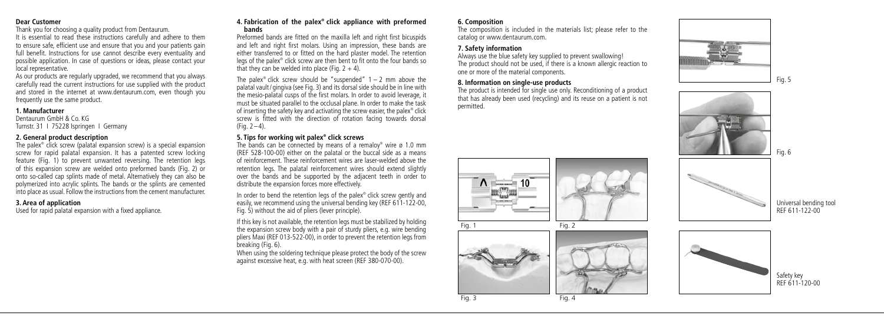**Dear Customer**

Thank you for choosing a quality product from Dentaurum.

It is essential to read these instructions carefully and adhere to them to ensure safe, efficient use and ensure that you and your patients gain full benefit. Instructions for use cannot describe every eventuality and possible application. In case of questions or ideas, please contact your local representative.

As our products are regularly upgraded, we recommend that you always carefully read the current instructions for use supplied with the product and stored in the internet at www.dentaurum.com, even though you frequently use the same product.

### 1. Manufacturer

Dentaurum GmbH & Co. KG
Turnstr. 31 I 75228 Ispringen I Germany

### 2. General product description

The palex® click screw (palatal expansion screw) is a special expansion screw for rapid palatal expansion. It has a patented screw locking feature (Fig. 1) to prevent unwanted reversing. The retention legs of this expansion screw are welded onto preformed bands (Fig. 2) or onto so-called cap splints made of metal. Alternatively they can also be polymerized into acrylic splints. The bands or the splints are cemented into place as usual. Follow the instructions from the cement manufacturer.

### 3. Area of application

Used for rapid palatal expansion with a fixed appliance.

### 4. Fabrication of the palex® click appliance with preformed bands

Preformed bands are fitted on the maxilla left and right first bicuspids and left and right first molars. Using an impression, these bands are either transferred to or fitted on the hard plaster model. The retention legs of the palex® click screw are then bent to fit onto the four bands so that they can be welded into place (Fig. 2 + 4).

The palex® click screw should be "suspended" 1 – 2 mm above the palatal vault / gingiva (see Fig. 3) and its dorsal side should be in line with the mesio-palatal cusps of the first molars. In order to avoid leverage, it must be situated parallel to the occlusal plane. In order to make the task of inserting the safety key and activating the screw easier, the palex® click screw is fitted with the direction of rotation facing towards dorsal (Fig. 2 – 4).

### 5. Tips for working wit palex® click screws

The bands can be connected by means of a remaloy® wire ø 1.0 mm (REF 528-100-00) either on the palatal or the buccal side as a means of reinforcement. These reinforcement wires are laser-welded above the retention legs. The palatal reinforcement wires should extend slightly over the bands and be supported by the adjacent teeth in order to distribute the expansion forces more effectively.

In order to bend the retention legs of the palex® click screw gently and easily, we recommend using the universal bending key (REF 611-122-00, Fig. 5) without the aid of pliers (lever principle).

If this key is not available, the retention legs must be stabilized by holding the expansion screw body with a pair of sturdy pliers, e.g. wire bending pliers Maxi (REF 013-522-00), in order to prevent the retention legs from breaking (Fig. 6).

When using the soldering technique please protect the body of the screw against excessive heat, e.g. with heat screen (REF 380-070-00).

### 6. Composition

The composition is included in the materials list; please refer to the catalog or www.dentaurum.com.

### 7. Safety information

Always use the blue safety key supplied to prevent swallowing!
The product should not be used, if there is a known allergic reaction to one or more of the material components.

### 8. Information on single-use products

The product is intended for single use only. Reconditioning of a product that has already been used (recycling) and its reuse on a patient is not permitted.

Fig. 1

Fig. 2

Fig. 3

Fig. 4

Fig. 5

Fig. 6

Universal bending tool
REF 611-122-00

Safety key
REF 611-120-00